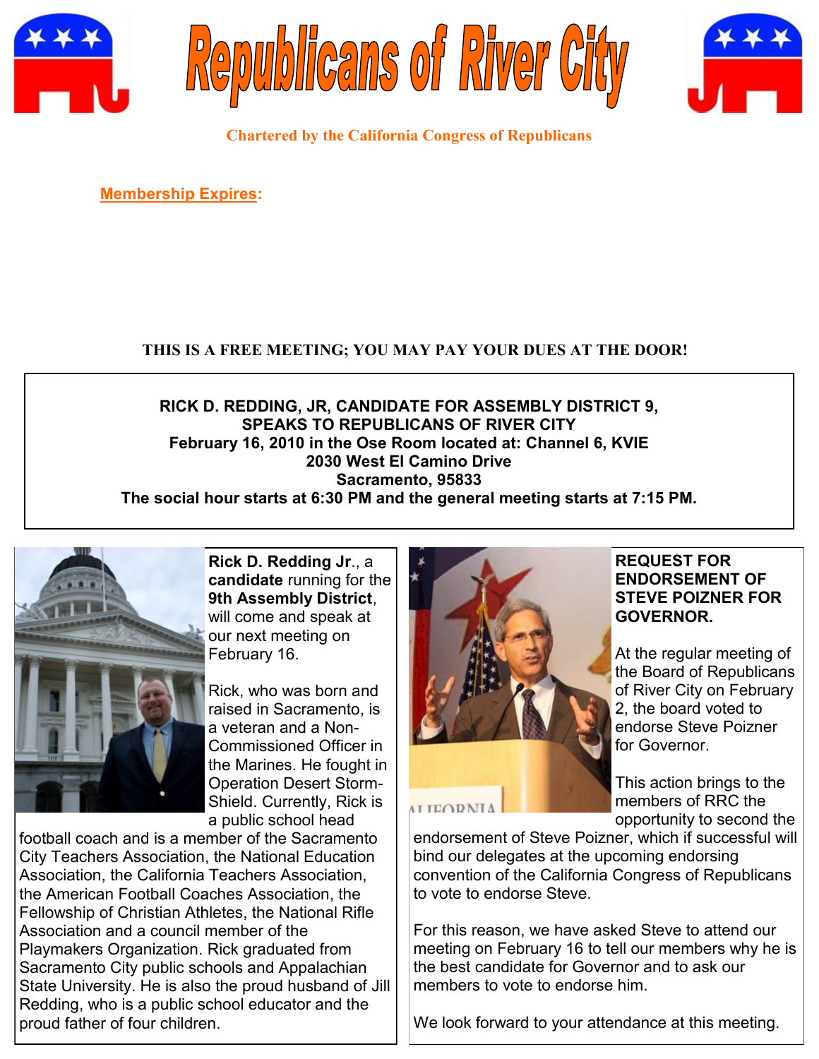# Republicans of River City

**Chartered by the California Congress of Republicans**

**Membership Expires:**

**THIS IS A FREE MEETING; YOU MAY PAY YOUR DUES AT THE DOOR!**

**RICK D. REDDING, JR, CANDIDATE FOR ASSEMBLY DISTRICT 9, SPEAKS TO REPUBLICANS OF RIVER CITY**
**February 16, 2010 in the Ose Room located at: Channel 6, KVIE**
**2030 West El Camino Drive**
**Sacramento, 95833**
**The social hour starts at 6:30 PM and the general meeting starts at 7:15 PM.**

**Rick D. Redding Jr**., a **candidate** running for the **9th Assembly District**, will come and speak at our next meeting on February 16.

Rick, who was born and raised in Sacramento, is a veteran and a Non-Commissioned Officer in the Marines. He fought in Operation Desert Storm-Shield. Currently, Rick is a public school head football coach and is a member of the Sacramento City Teachers Association, the National Education Association, the California Teachers Association, the American Football Coaches Association, the Fellowship of Christian Athletes, the National Rifle Association and a council member of the Playmakers Organization. Rick graduated from Sacramento City public schools and Appalachian State University. He is also the proud husband of Jill Redding, who is a public school educator and the proud father of four children.

**REQUEST FOR ENDORSEMENT OF STEVE POIZNER FOR GOVERNOR.**

At the regular meeting of the Board of Republicans of River City on February 2, the board voted to endorse Steve Poizner for Governor.

This action brings to the members of RRC the opportunity to second the endorsement of Steve Poizner, which if successful will bind our delegates at the upcoming endorsing convention of the California Congress of Republicans to vote to endorse Steve.

For this reason, we have asked Steve to attend our meeting on February 16 to tell our members why he is the best candidate for Governor and to ask our members to vote to endorse him.

We look forward to your attendance at this meeting.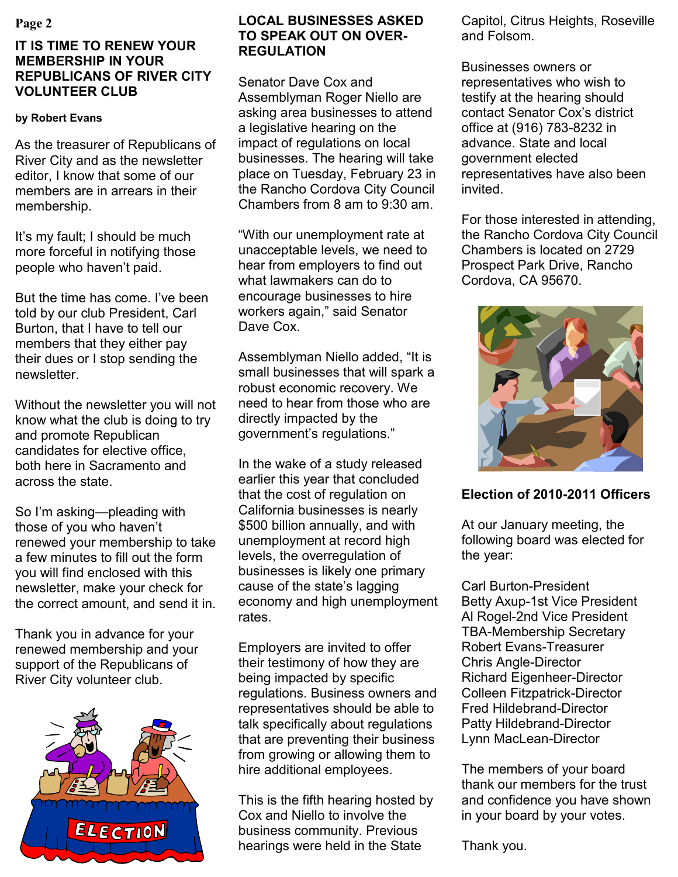## IT IS TIME TO RENEW YOUR MEMBERSHIP IN YOUR REPUBLICANS OF RIVER CITY VOLUNTEER CLUB

**by Robert Evans**

As the treasurer of Republicans of River City and as the newsletter editor, I know that some of our members are in arrears in their membership.

It's my fault; I should be much more forceful in notifying those people who haven't paid.

But the time has come. I've been told by our club President, Carl Burton, that I have to tell our members that they either pay their dues or I stop sending the newsletter.

Without the newsletter you will not know what the club is doing to try and promote Republican candidates for elective office, both here in Sacramento and across the state.

So I'm asking—pleading with those of you who haven't renewed your membership to take a few minutes to fill out the form you will find enclosed with this newsletter, make your check for the correct amount, and send it in.

Thank you in advance for your renewed membership and your support of the Republicans of River City volunteer club.

## LOCAL BUSINESSES ASKED TO SPEAK OUT ON OVER-REGULATION

Senator Dave Cox and Assemblyman Roger Niello are asking area businesses to attend a legislative hearing on the impact of regulations on local businesses. The hearing will take place on Tuesday, February 23 in the Rancho Cordova City Council Chambers from 8 am to 9:30 am.

"With our unemployment rate at unacceptable levels, we need to hear from employers to find out what lawmakers can do to encourage businesses to hire workers again," said Senator Dave Cox.

Assemblyman Niello added, "It is small businesses that will spark a robust economic recovery. We need to hear from those who are directly impacted by the government's regulations."

In the wake of a study released earlier this year that concluded that the cost of regulation on California businesses is nearly $500 billion annually, and with unemployment at record high levels, the overregulation of businesses is likely one primary cause of the state's lagging economy and high unemployment rates.

Employers are invited to offer their testimony of how they are being impacted by specific regulations. Business owners and representatives should be able to talk specifically about regulations that are preventing their business from growing or allowing them to hire additional employees.

This is the fifth hearing hosted by Cox and Niello to involve the business community. Previous hearings were held in the State Capitol, Citrus Heights, Roseville and Folsom.

Businesses owners or representatives who wish to testify at the hearing should contact Senator Cox's district office at (916) 783-8232 in advance. State and local government elected representatives have also been invited.

For those interested in attending, the Rancho Cordova City Council Chambers is located on 2729 Prospect Park Drive, Rancho Cordova, CA 95670.

## Election of 2010-2011 Officers

At our January meeting, the following board was elected for the year:

Carl Burton-President
Betty Axup-1st Vice President
Al Rogel-2nd Vice President
TBA-Membership Secretary
Robert Evans-Treasurer
Chris Angle-Director
Richard Eigenheer-Director
Colleen Fitzpatrick-Director
Fred Hildebrand-Director
Patty Hildebrand-Director
Lynn MacLean-Director

The members of your board thank our members for the trust and confidence you have shown in your board by your votes.

Thank you.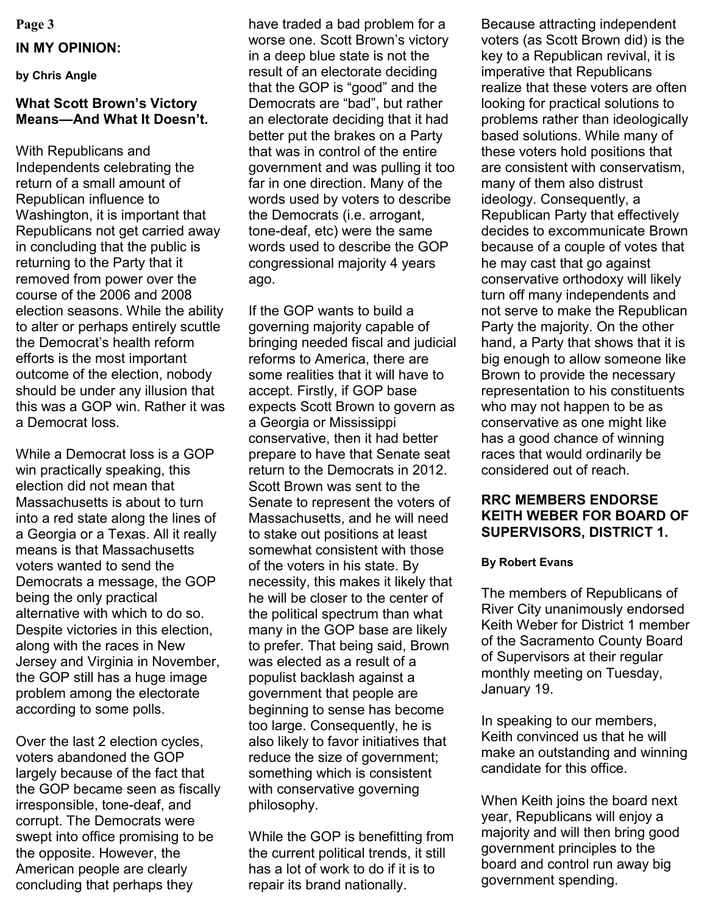## IN MY OPINION:

**by Chris Angle**

### What Scott Brown's Victory Means—And What It Doesn't.

With Republicans and Independents celebrating the return of a small amount of Republican influence to Washington, it is important that Republicans not get carried away in concluding that the public is returning to the Party that it removed from power over the course of the 2006 and 2008 election seasons. While the ability to alter or perhaps entirely scuttle the Democrat's health reform efforts is the most important outcome of the election, nobody should be under any illusion that this was a GOP win. Rather it was a Democrat loss.

While a Democrat loss is a GOP win practically speaking, this election did not mean that Massachusetts is about to turn into a red state along the lines of a Georgia or a Texas. All it really means is that Massachusetts voters wanted to send the Democrats a message, the GOP being the only practical alternative with which to do so. Despite victories in this election, along with the races in New Jersey and Virginia in November, the GOP still has a huge image problem among the electorate according to some polls.

Over the last 2 election cycles, voters abandoned the GOP largely because of the fact that the GOP became seen as fiscally irresponsible, tone-deaf, and corrupt. The Democrats were swept into office promising to be the opposite. However, the American people are clearly concluding that perhaps they have traded a bad problem for a worse one. Scott Brown's victory in a deep blue state is not the result of an electorate deciding that the GOP is "good" and the Democrats are "bad", but rather an electorate deciding that it had better put the brakes on a Party that was in control of the entire government and was pulling it too far in one direction. Many of the words used by voters to describe the Democrats (i.e. arrogant, tone-deaf, etc) were the same words used to describe the GOP congressional majority 4 years ago.

If the GOP wants to build a governing majority capable of bringing needed fiscal and judicial reforms to America, there are some realities that it will have to accept. Firstly, if GOP base expects Scott Brown to govern as a Georgia or Mississippi conservative, then it had better prepare to have that Senate seat return to the Democrats in 2012. Scott Brown was sent to the Senate to represent the voters of Massachusetts, and he will need to stake out positions at least somewhat consistent with those of the voters in his state. By necessity, this makes it likely that he will be closer to the center of the political spectrum than what many in the GOP base are likely to prefer. That being said, Brown was elected as a result of a populist backlash against a government that people are beginning to sense has become too large. Consequently, he is also likely to favor initiatives that reduce the size of government; something which is consistent with conservative governing philosophy.

While the GOP is benefitting from the current political trends, it still has a lot of work to do if it is to repair its brand nationally. Because attracting independent voters (as Scott Brown did) is the key to a Republican revival, it is imperative that Republicans realize that these voters are often looking for practical solutions to problems rather than ideologically based solutions. While many of these voters hold positions that are consistent with conservatism, many of them also distrust ideology. Consequently, a Republican Party that effectively decides to excommunicate Brown because of a couple of votes that he may cast that go against conservative orthodoxy will likely turn off many independents and not serve to make the Republican Party the majority. On the other hand, a Party that shows that it is big enough to allow someone like Brown to provide the necessary representation to his constituents who may not happen to be as conservative as one might like has a good chance of winning races that would ordinarily be considered out of reach.

### RRC MEMBERS ENDORSE KEITH WEBER FOR BOARD OF SUPERVISORS, DISTRICT 1.

**By Robert Evans**

The members of Republicans of River City unanimously endorsed Keith Weber for District 1 member of the Sacramento County Board of Supervisors at their regular monthly meeting on Tuesday, January 19.

In speaking to our members, Keith convinced us that he will make an outstanding and winning candidate for this office.

When Keith joins the board next year, Republicans will enjoy a majority and will then bring good government principles to the board and control run away big government spending.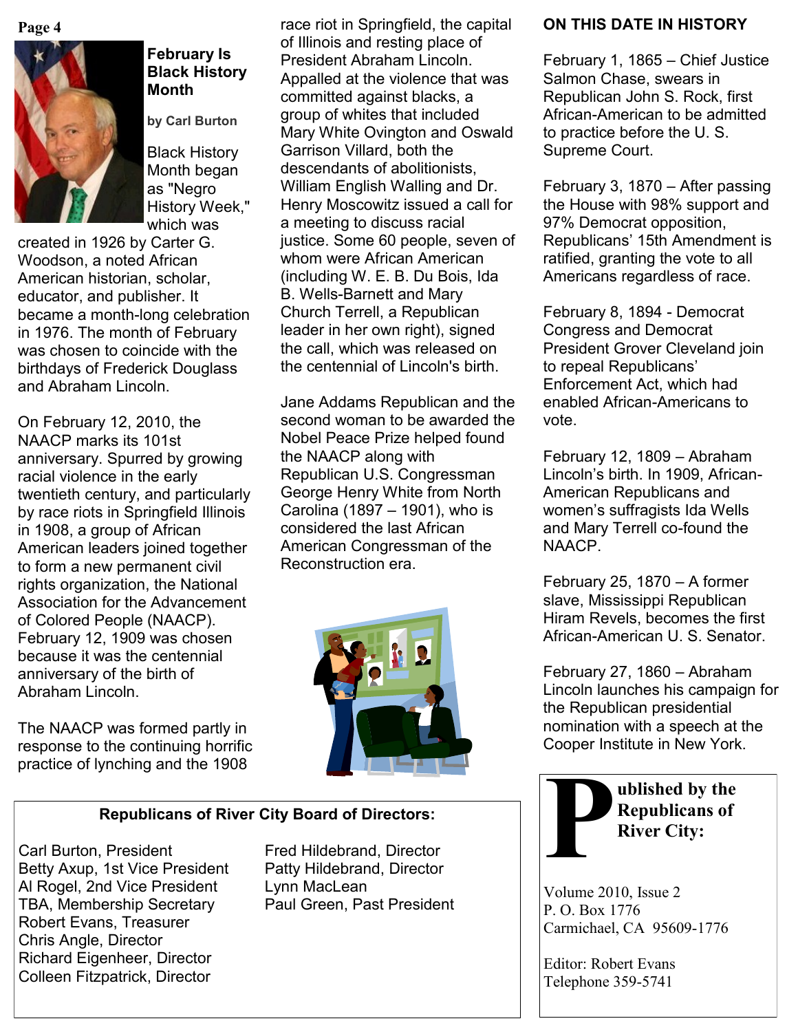## February Is Black History Month

**by Carl Burton**

Black History Month began as "Negro History Week," which was created in 1926 by Carter G. Woodson, a noted African American historian, scholar, educator, and publisher. It became a month-long celebration in 1976. The month of February was chosen to coincide with the birthdays of Frederick Douglass and Abraham Lincoln.

On February 12, 2010, the NAACP marks its 101st anniversary. Spurred by growing racial violence in the early twentieth century, and particularly by race riots in Springfield Illinois in 1908, a group of African American leaders joined together to form a new permanent civil rights organization, the National Association for the Advancement of Colored People (NAACP). February 12, 1909 was chosen because it was the centennial anniversary of the birth of Abraham Lincoln.

The NAACP was formed partly in response to the continuing horrific practice of lynching and the 1908 race riot in Springfield, the capital of Illinois and resting place of President Abraham Lincoln. Appalled at the violence that was committed against blacks, a group of whites that included Mary White Ovington and Oswald Garrison Villard, both the descendants of abolitionists, William English Walling and Dr. Henry Moscowitz issued a call for a meeting to discuss racial justice. Some 60 people, seven of whom were African American (including W. E. B. Du Bois, Ida B. Wells-Barnett and Mary Church Terrell, a Republican leader in her own right), signed the call, which was released on the centennial of Lincoln's birth.

Jane Addams Republican and the second woman to be awarded the Nobel Peace Prize helped found the NAACP along with Republican U.S. Congressman George Henry White from North Carolina (1897 – 1901), who is considered the last African American Congressman of the Reconstruction era.

## ON THIS DATE IN HISTORY

February 1, 1865 – Chief Justice Salmon Chase, swears in Republican John S. Rock, first African-American to be admitted to practice before the U. S. Supreme Court.

February 3, 1870 – After passing the House with 98% support and 97% Democrat opposition, Republicans' 15th Amendment is ratified, granting the vote to all Americans regardless of race.

February 8, 1894 - Democrat Congress and Democrat President Grover Cleveland join to repeal Republicans' Enforcement Act, which had enabled African-Americans to vote.

February 12, 1809 – Abraham Lincoln's birth. In 1909, African-American Republicans and women's suffragists Ida Wells and Mary Terrell co-found the NAACP.

February 25, 1870 – A former slave, Mississippi Republican Hiram Revels, becomes the first African-American U. S. Senator.

February 27, 1860 – Abraham Lincoln launches his campaign for the Republican presidential nomination with a speech at the Cooper Institute in New York.

### Republicans of River City Board of Directors:

Carl Burton, President
Betty Axup, 1st Vice President
Al Rogel, 2nd Vice President
TBA, Membership Secretary
Robert Evans, Treasurer
Chris Angle, Director
Richard Eigenheer, Director
Colleen Fitzpatrick, Director
Fred Hildebrand, Director
Patty Hildebrand, Director
Lynn MacLean
Paul Green, Past President

**Published by the Republicans of River City:**

Volume 2010, Issue 2
P. O. Box 1776
Carmichael, CA 95609-1776

Editor: Robert Evans
Telephone 359-5741